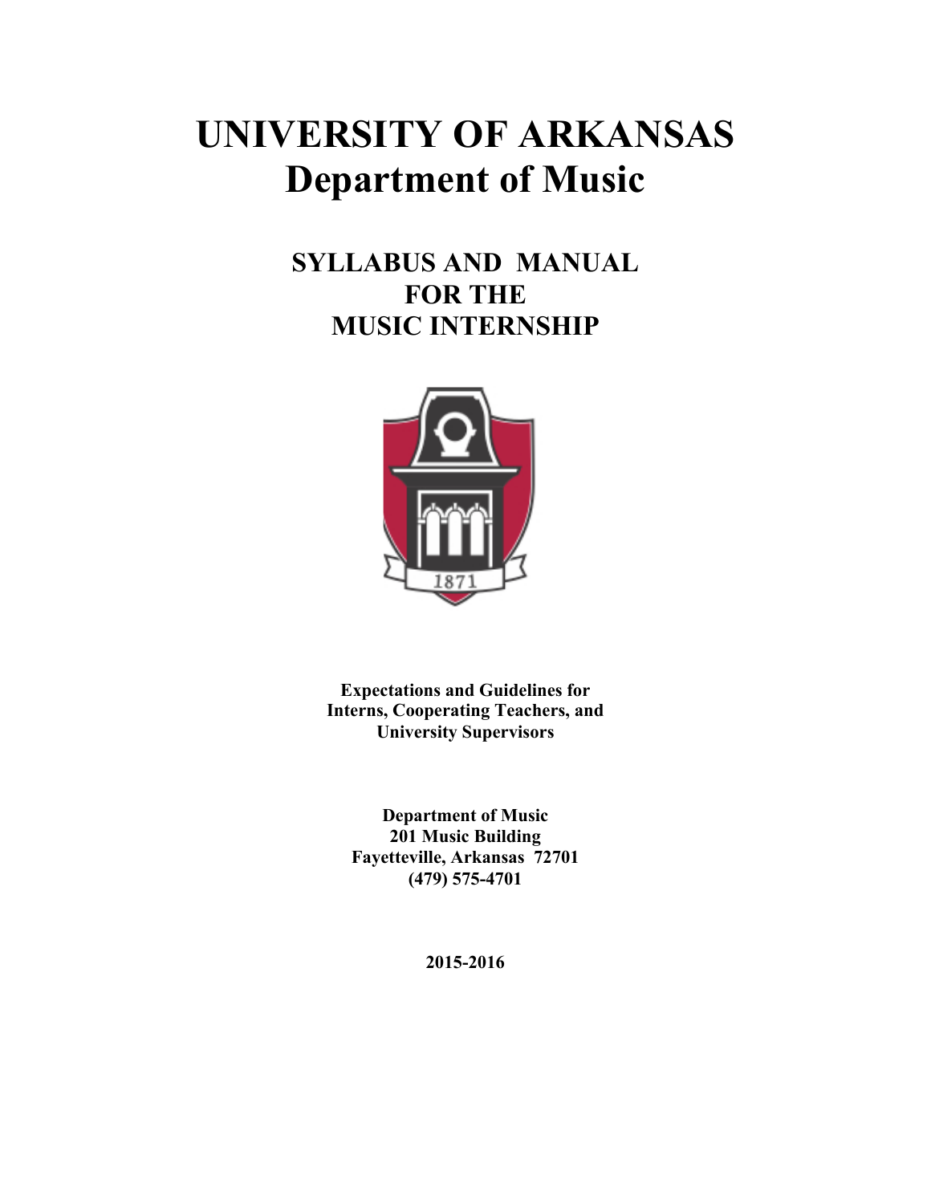# UNIVERSITY OF ARKANSAS
# Department of Music

## SYLLABUS AND MANUAL FOR THE MUSIC INTERNSHIP

**Expectations and Guidelines for Interns, Cooperating Teachers, and University Supervisors**

**Department of Music**
**201 Music Building**
**Fayetteville, Arkansas 72701**
**(479) 575-4701**

**2015-2016**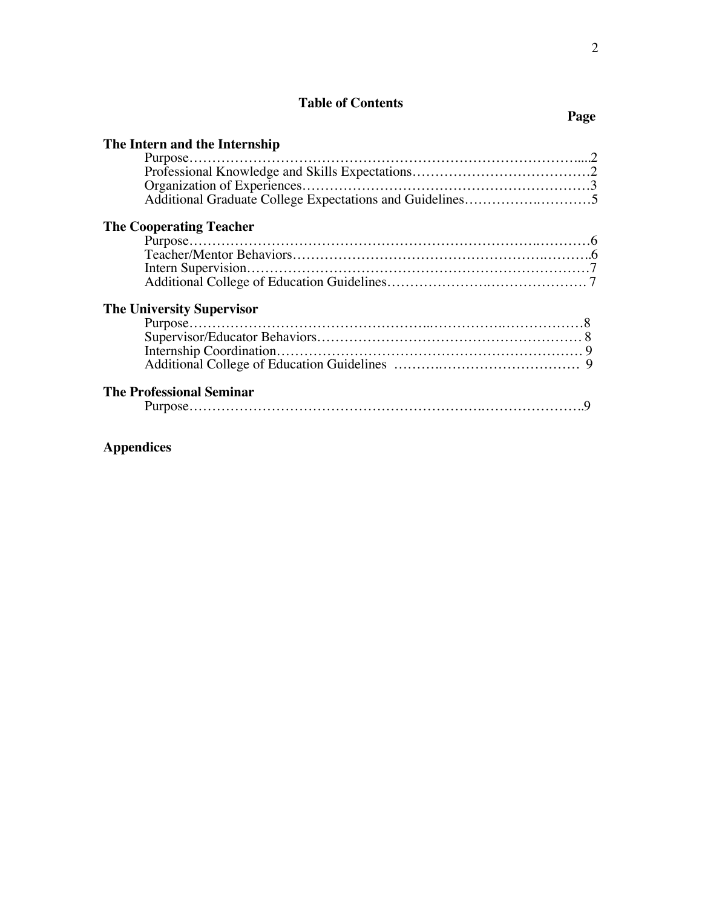# Table of Contents

| | Page |
|---|---|
| **The Intern and the Internship** | |
| Purpose | 2 |
| Professional Knowledge and Skills Expectations | 2 |
| Organization of Experiences | 3 |
| Additional Graduate College Expectations and Guidelines | 5 |
| **The Cooperating Teacher** | |
| Purpose | 6 |
| Teacher/Mentor Behaviors | 6 |
| Intern Supervision | 7 |
| Additional College of Education Guidelines | 7 |
| **The University Supervisor** | |
| Purpose | 8 |
| Supervisor/Educator Behaviors | 8 |
| Internship Coordination | 9 |
| Additional College of Education Guidelines | 9 |
| **The Professional Seminar** | |
| Purpose | 9 |
| **Appendices** | |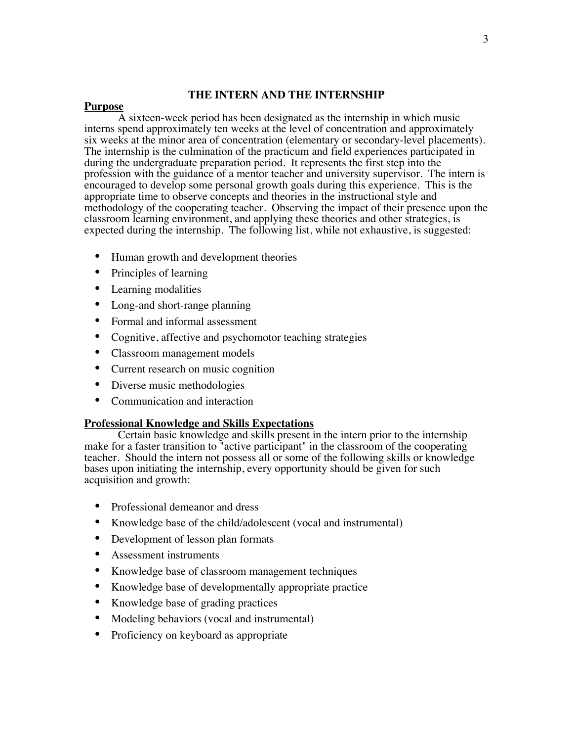# THE INTERN AND THE INTERNSHIP

## Purpose

A sixteen-week period has been designated as the internship in which music interns spend approximately ten weeks at the level of concentration and approximately six weeks at the minor area of concentration (elementary or secondary-level placements). The internship is the culmination of the practicum and field experiences participated in during the undergraduate preparation period. It represents the first step into the profession with the guidance of a mentor teacher and university supervisor. The intern is encouraged to develop some personal growth goals during this experience. This is the appropriate time to observe concepts and theories in the instructional style and methodology of the cooperating teacher. Observing the impact of their presence upon the classroom learning environment, and applying these theories and other strategies, is expected during the internship. The following list, while not exhaustive, is suggested:

- Human growth and development theories
- Principles of learning
- Learning modalities
- Long-and short-range planning
- Formal and informal assessment
- Cognitive, affective and psychomotor teaching strategies
- Classroom management models
- Current research on music cognition
- Diverse music methodologies
- Communication and interaction

## Professional Knowledge and Skills Expectations

Certain basic knowledge and skills present in the intern prior to the internship make for a faster transition to "active participant" in the classroom of the cooperating teacher. Should the intern not possess all or some of the following skills or knowledge bases upon initiating the internship, every opportunity should be given for such acquisition and growth:

- Professional demeanor and dress
- Knowledge base of the child/adolescent (vocal and instrumental)
- Development of lesson plan formats
- Assessment instruments
- Knowledge base of classroom management techniques
- Knowledge base of developmentally appropriate practice
- Knowledge base of grading practices
- Modeling behaviors (vocal and instrumental)
- Proficiency on keyboard as appropriate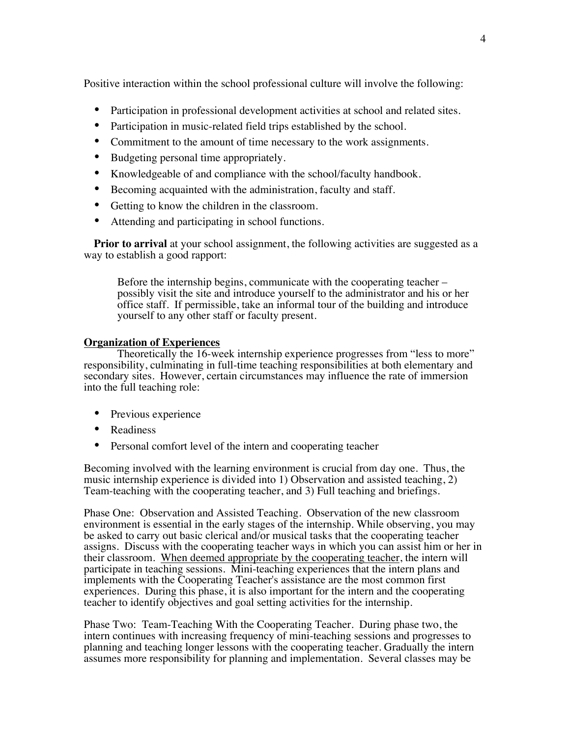Positive interaction within the school professional culture will involve the following:

- Participation in professional development activities at school and related sites.
- Participation in music-related field trips established by the school.
- Commitment to the amount of time necessary to the work assignments.
- Budgeting personal time appropriately.
- Knowledgeable of and compliance with the school/faculty handbook.
- Becoming acquainted with the administration, faculty and staff.
- Getting to know the children in the classroom.
- Attending and participating in school functions.

**Prior to arrival** at your school assignment, the following activities are suggested as a way to establish a good rapport:

> Before the internship begins, communicate with the cooperating teacher – possibly visit the site and introduce yourself to the administrator and his or her office staff. If permissible, take an informal tour of the building and introduce yourself to any other staff or faculty present.

**<u>Organization of Experiences</u>**

Theoretically the 16-week internship experience progresses from "less to more" responsibility, culminating in full-time teaching responsibilities at both elementary and secondary sites. However, certain circumstances may influence the rate of immersion into the full teaching role:

- Previous experience
- Readiness
- Personal comfort level of the intern and cooperating teacher

Becoming involved with the learning environment is crucial from day one. Thus, the music internship experience is divided into 1) Observation and assisted teaching, 2) Team-teaching with the cooperating teacher, and 3) Full teaching and briefings.

Phase One: Observation and Assisted Teaching. Observation of the new classroom environment is essential in the early stages of the internship. While observing, you may be asked to carry out basic clerical and/or musical tasks that the cooperating teacher assigns. Discuss with the cooperating teacher ways in which you can assist him or her in their classroom. <u>When deemed appropriate by the cooperating teacher</u>, the intern will participate in teaching sessions. Mini-teaching experiences that the intern plans and implements with the Cooperating Teacher's assistance are the most common first experiences. During this phase, it is also important for the intern and the cooperating teacher to identify objectives and goal setting activities for the internship.

Phase Two: Team-Teaching With the Cooperating Teacher. During phase two, the intern continues with increasing frequency of mini-teaching sessions and progresses to planning and teaching longer lessons with the cooperating teacher. Gradually the intern assumes more responsibility for planning and implementation. Several classes may be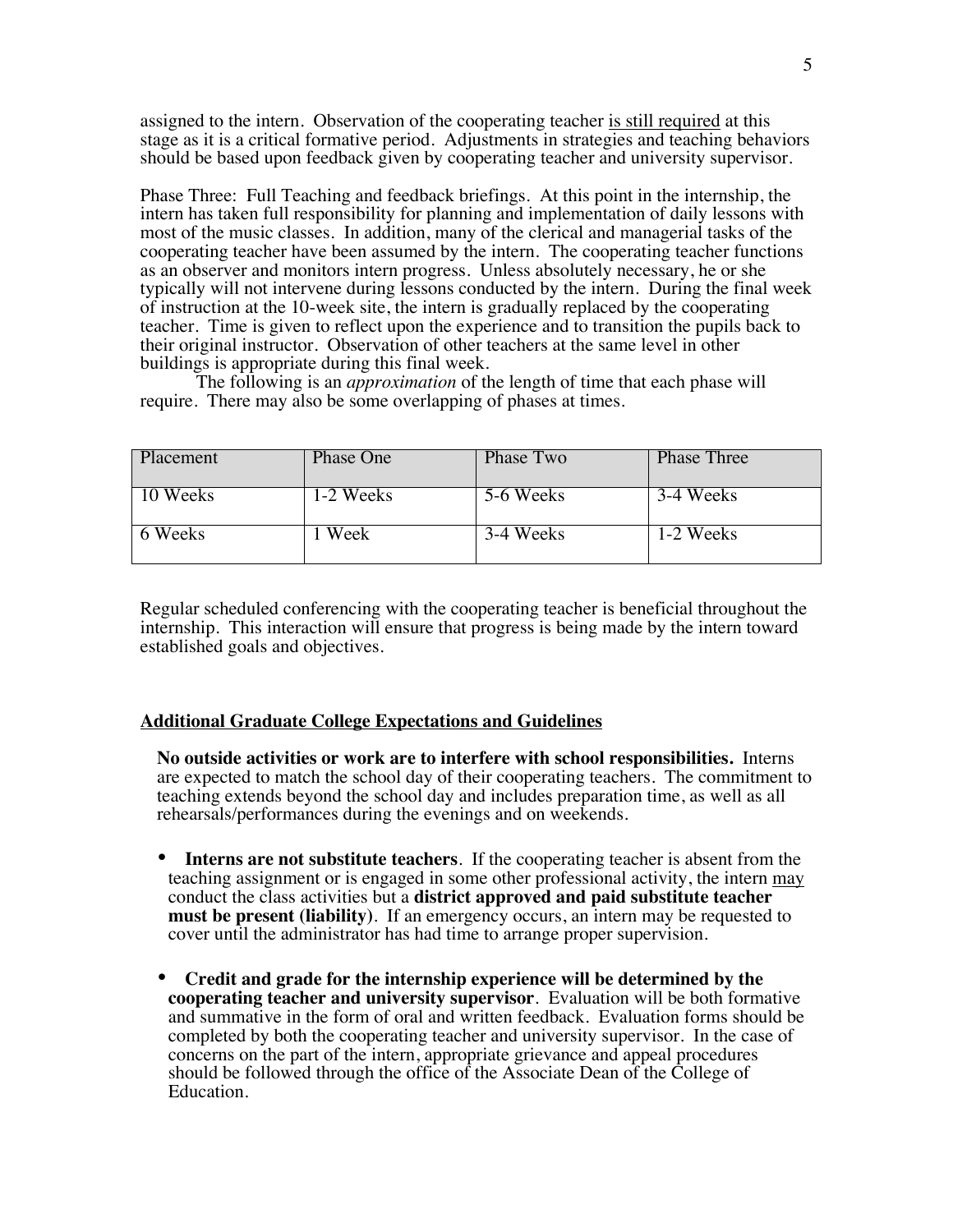assigned to the intern. Observation of the cooperating teacher <u>is still required</u> at this stage as it is a critical formative period. Adjustments in strategies and teaching behaviors should be based upon feedback given by cooperating teacher and university supervisor.

Phase Three: Full Teaching and feedback briefings. At this point in the internship, the intern has taken full responsibility for planning and implementation of daily lessons with most of the music classes. In addition, many of the clerical and managerial tasks of the cooperating teacher have been assumed by the intern. The cooperating teacher functions as an observer and monitors intern progress. Unless absolutely necessary, he or she typically will not intervene during lessons conducted by the intern. During the final week of instruction at the 10-week site, the intern is gradually replaced by the cooperating teacher. Time is given to reflect upon the experience and to transition the pupils back to their original instructor. Observation of other teachers at the same level in other buildings is appropriate during this final week.

The following is an *approximation* of the length of time that each phase will require. There may also be some overlapping of phases at times.

| Placement | Phase One | Phase Two | Phase Three |
|---|---|---|---|
| 10 Weeks | 1-2 Weeks | 5-6 Weeks | 3-4 Weeks |
| 6 Weeks | 1 Week | 3-4 Weeks | 1-2 Weeks |

Regular scheduled conferencing with the cooperating teacher is beneficial throughout the internship. This interaction will ensure that progress is being made by the intern toward established goals and objectives.

## <u>**Additional Graduate College Expectations and Guidelines**</u>

**No outside activities or work are to interfere with school responsibilities.** Interns are expected to match the school day of their cooperating teachers. The commitment to teaching extends beyond the school day and includes preparation time, as well as all rehearsals/performances during the evenings and on weekends.

- **Interns are not substitute teachers**. If the cooperating teacher is absent from the teaching assignment or is engaged in some other professional activity, the intern <u>may</u> conduct the class activities but a **district approved and paid substitute teacher must be present (liability)**. If an emergency occurs, an intern may be requested to cover until the administrator has had time to arrange proper supervision.

- **Credit and grade for the internship experience will be determined by the cooperating teacher and university supervisor**. Evaluation will be both formative and summative in the form of oral and written feedback. Evaluation forms should be completed by both the cooperating teacher and university supervisor. In the case of concerns on the part of the intern, appropriate grievance and appeal procedures should be followed through the office of the Associate Dean of the College of Education.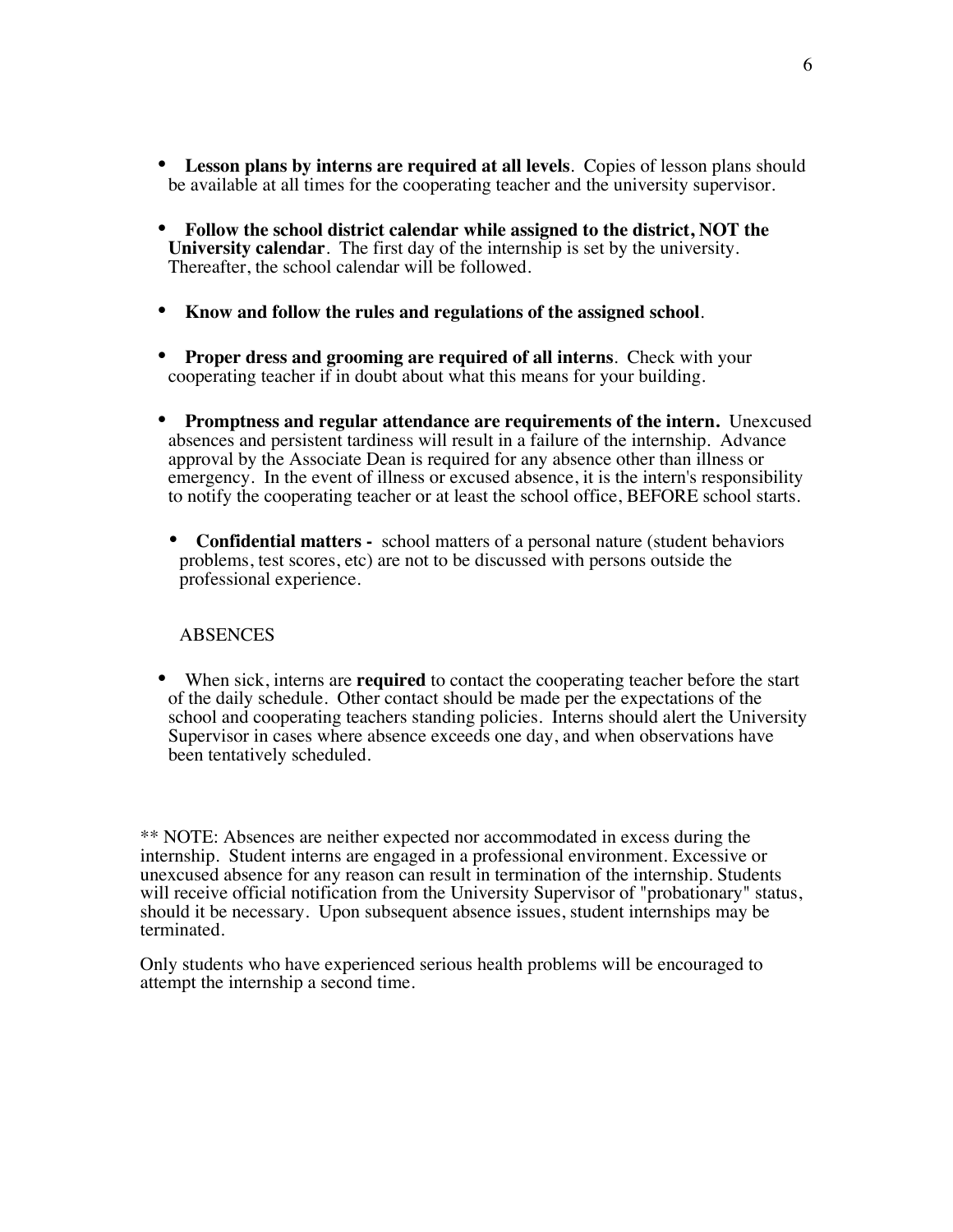- **Lesson plans by interns are required at all levels**. Copies of lesson plans should be available at all times for the cooperating teacher and the university supervisor.

- **Follow the school district calendar while assigned to the district, NOT the University calendar**. The first day of the internship is set by the university. Thereafter, the school calendar will be followed.

- **Know and follow the rules and regulations of the assigned school**.

- **Proper dress and grooming are required of all interns**. Check with your cooperating teacher if in doubt about what this means for your building.

- **Promptness and regular attendance are requirements of the intern.** Unexcused absences and persistent tardiness will result in a failure of the internship. Advance approval by the Associate Dean is required for any absence other than illness or emergency. In the event of illness or excused absence, it is the intern's responsibility to notify the cooperating teacher or at least the school office, BEFORE school starts.

- **Confidential matters -** school matters of a personal nature (student behaviors problems, test scores, etc) are not to be discussed with persons outside the professional experience.

ABSENCES

- When sick, interns are **required** to contact the cooperating teacher before the start of the daily schedule. Other contact should be made per the expectations of the school and cooperating teachers standing policies. Interns should alert the University Supervisor in cases where absence exceeds one day, and when observations have been tentatively scheduled.

** NOTE: Absences are neither expected nor accommodated in excess during the internship. Student interns are engaged in a professional environment. Excessive or unexcused absence for any reason can result in termination of the internship. Students will receive official notification from the University Supervisor of "probationary" status, should it be necessary. Upon subsequent absence issues, student internships may be terminated.

Only students who have experienced serious health problems will be encouraged to attempt the internship a second time.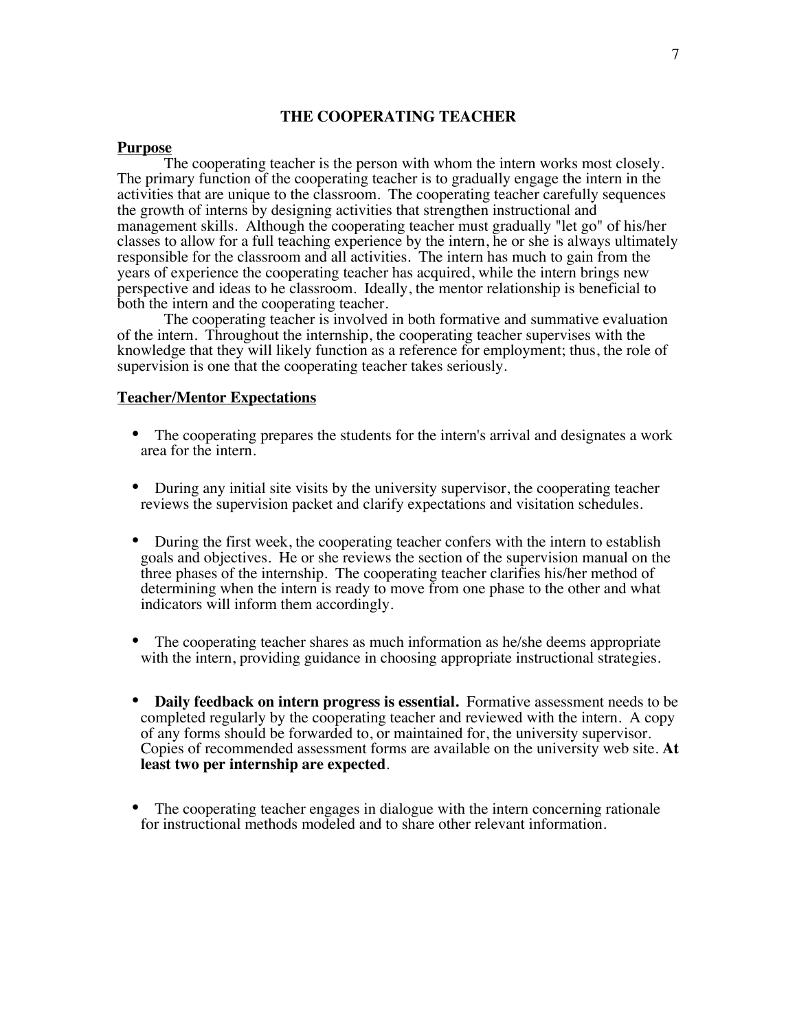# THE COOPERATING TEACHER

**Purpose**

The cooperating teacher is the person with whom the intern works most closely. The primary function of the cooperating teacher is to gradually engage the intern in the activities that are unique to the classroom. The cooperating teacher carefully sequences the growth of interns by designing activities that strengthen instructional and management skills. Although the cooperating teacher must gradually "let go" of his/her classes to allow for a full teaching experience by the intern, he or she is always ultimately responsible for the classroom and all activities. The intern has much to gain from the years of experience the cooperating teacher has acquired, while the intern brings new perspective and ideas to he classroom. Ideally, the mentor relationship is beneficial to both the intern and the cooperating teacher.

The cooperating teacher is involved in both formative and summative evaluation of the intern. Throughout the internship, the cooperating teacher supervises with the knowledge that they will likely function as a reference for employment; thus, the role of supervision is one that the cooperating teacher takes seriously.

**Teacher/Mentor Expectations**

- The cooperating prepares the students for the intern's arrival and designates a work area for the intern.

- During any initial site visits by the university supervisor, the cooperating teacher reviews the supervision packet and clarify expectations and visitation schedules.

- During the first week, the cooperating teacher confers with the intern to establish goals and objectives. He or she reviews the section of the supervision manual on the three phases of the internship. The cooperating teacher clarifies his/her method of determining when the intern is ready to move from one phase to the other and what indicators will inform them accordingly.

- The cooperating teacher shares as much information as he/she deems appropriate with the intern, providing guidance in choosing appropriate instructional strategies.

- **Daily feedback on intern progress is essential.** Formative assessment needs to be completed regularly by the cooperating teacher and reviewed with the intern. A copy of any forms should be forwarded to, or maintained for, the university supervisor. Copies of recommended assessment forms are available on the university web site. **At least two per internship are expected**.

- The cooperating teacher engages in dialogue with the intern concerning rationale for instructional methods modeled and to share other relevant information.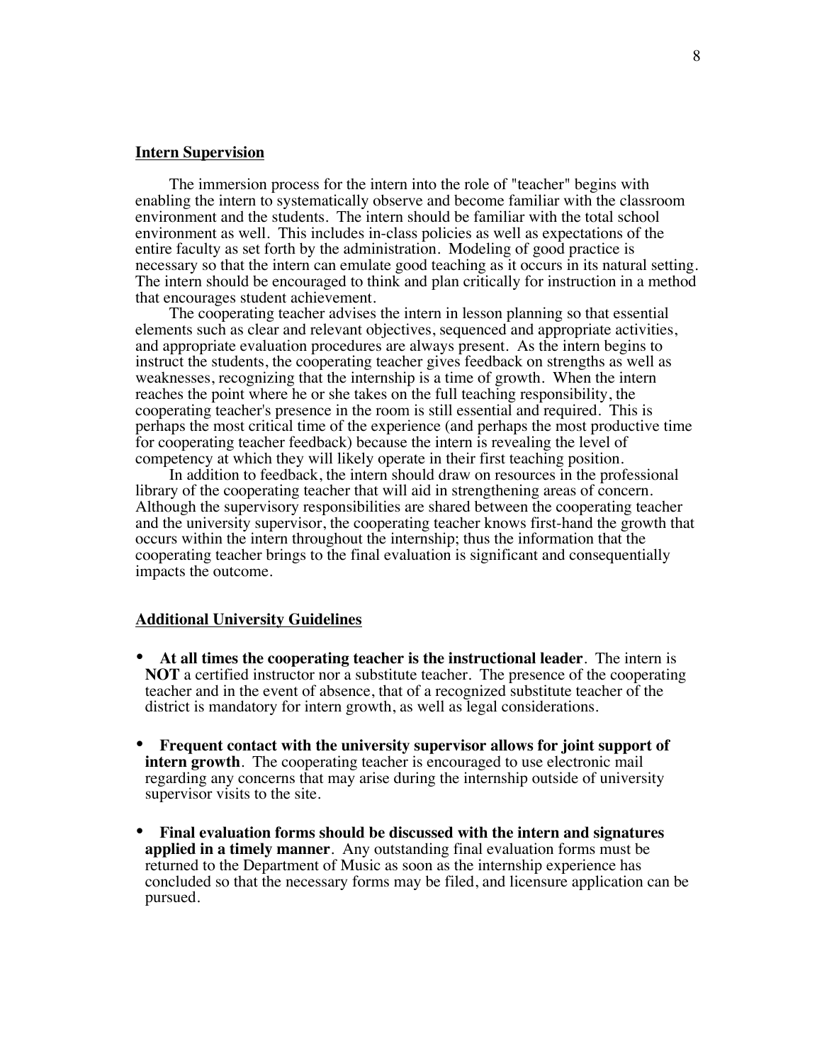## Intern Supervision

The immersion process for the intern into the role of "teacher" begins with enabling the intern to systematically observe and become familiar with the classroom environment and the students. The intern should be familiar with the total school environment as well. This includes in-class policies as well as expectations of the entire faculty as set forth by the administration. Modeling of good practice is necessary so that the intern can emulate good teaching as it occurs in its natural setting. The intern should be encouraged to think and plan critically for instruction in a method that encourages student achievement.

The cooperating teacher advises the intern in lesson planning so that essential elements such as clear and relevant objectives, sequenced and appropriate activities, and appropriate evaluation procedures are always present. As the intern begins to instruct the students, the cooperating teacher gives feedback on strengths as well as weaknesses, recognizing that the internship is a time of growth. When the intern reaches the point where he or she takes on the full teaching responsibility, the cooperating teacher's presence in the room is still essential and required. This is perhaps the most critical time of the experience (and perhaps the most productive time for cooperating teacher feedback) because the intern is revealing the level of competency at which they will likely operate in their first teaching position.

In addition to feedback, the intern should draw on resources in the professional library of the cooperating teacher that will aid in strengthening areas of concern. Although the supervisory responsibilities are shared between the cooperating teacher and the university supervisor, the cooperating teacher knows first-hand the growth that occurs within the intern throughout the internship; thus the information that the cooperating teacher brings to the final evaluation is significant and consequentially impacts the outcome.

## Additional University Guidelines

- **At all times the cooperating teacher is the instructional leader**. The intern is **NOT** a certified instructor nor a substitute teacher. The presence of the cooperating teacher and in the event of absence, that of a recognized substitute teacher of the district is mandatory for intern growth, as well as legal considerations.

- **Frequent contact with the university supervisor allows for joint support of intern growth**. The cooperating teacher is encouraged to use electronic mail regarding any concerns that may arise during the internship outside of university supervisor visits to the site.

- **Final evaluation forms should be discussed with the intern and signatures applied in a timely manner**. Any outstanding final evaluation forms must be returned to the Department of Music as soon as the internship experience has concluded so that the necessary forms may be filed, and licensure application can be pursued.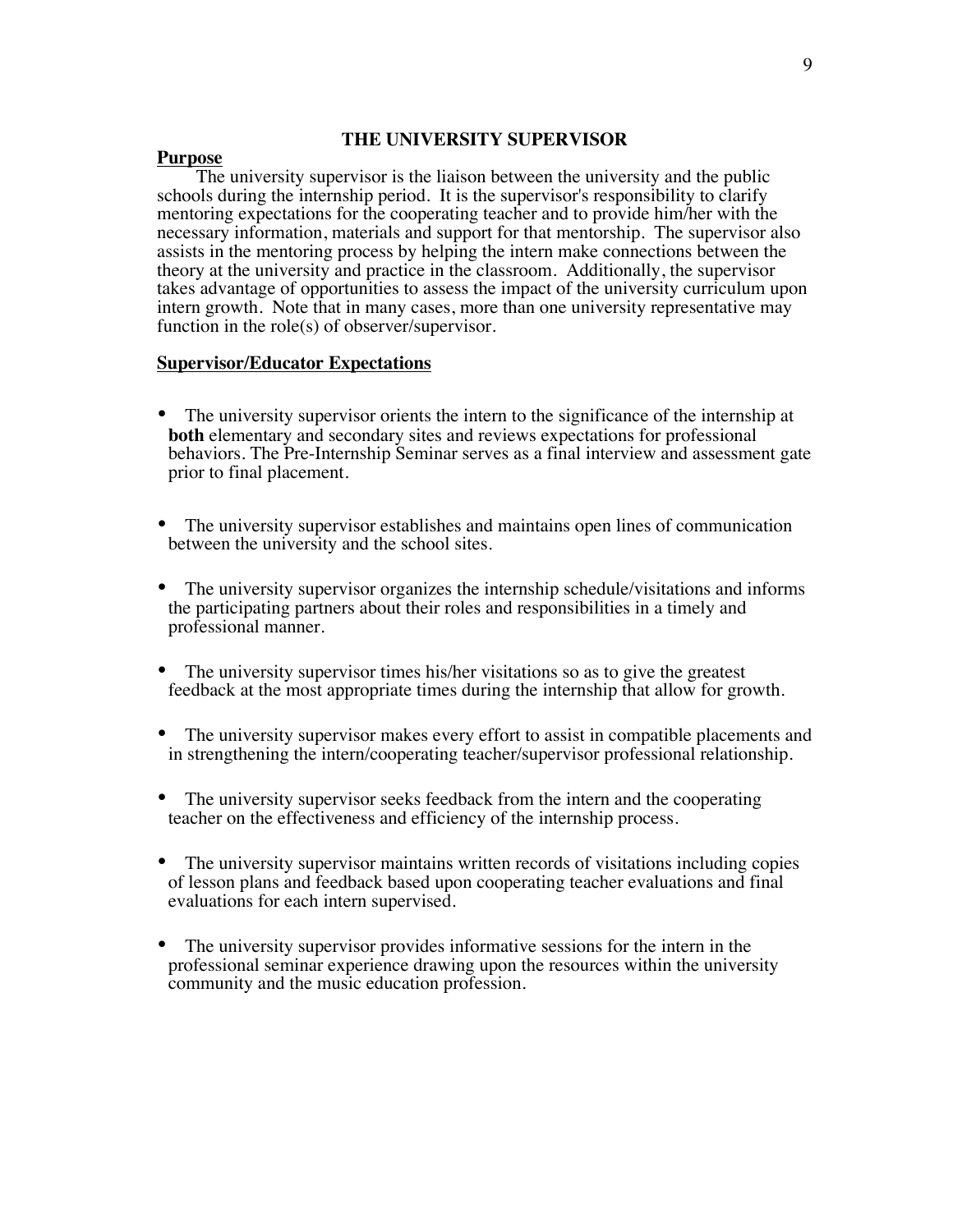## THE UNIVERSITY SUPERVISOR

**Purpose**

The university supervisor is the liaison between the university and the public schools during the internship period. It is the supervisor's responsibility to clarify mentoring expectations for the cooperating teacher and to provide him/her with the necessary information, materials and support for that mentorship. The supervisor also assists in the mentoring process by helping the intern make connections between the theory at the university and practice in the classroom. Additionally, the supervisor takes advantage of opportunities to assess the impact of the university curriculum upon intern growth. Note that in many cases, more than one university representative may function in the role(s) of observer/supervisor.

**Supervisor/Educator Expectations**

- The university supervisor orients the intern to the significance of the internship at **both** elementary and secondary sites and reviews expectations for professional behaviors. The Pre-Internship Seminar serves as a final interview and assessment gate prior to final placement.
- The university supervisor establishes and maintains open lines of communication between the university and the school sites.
- The university supervisor organizes the internship schedule/visitations and informs the participating partners about their roles and responsibilities in a timely and professional manner.
- The university supervisor times his/her visitations so as to give the greatest feedback at the most appropriate times during the internship that allow for growth.
- The university supervisor makes every effort to assist in compatible placements and in strengthening the intern/cooperating teacher/supervisor professional relationship.
- The university supervisor seeks feedback from the intern and the cooperating teacher on the effectiveness and efficiency of the internship process.
- The university supervisor maintains written records of visitations including copies of lesson plans and feedback based upon cooperating teacher evaluations and final evaluations for each intern supervised.
- The university supervisor provides informative sessions for the intern in the professional seminar experience drawing upon the resources within the university community and the music education profession.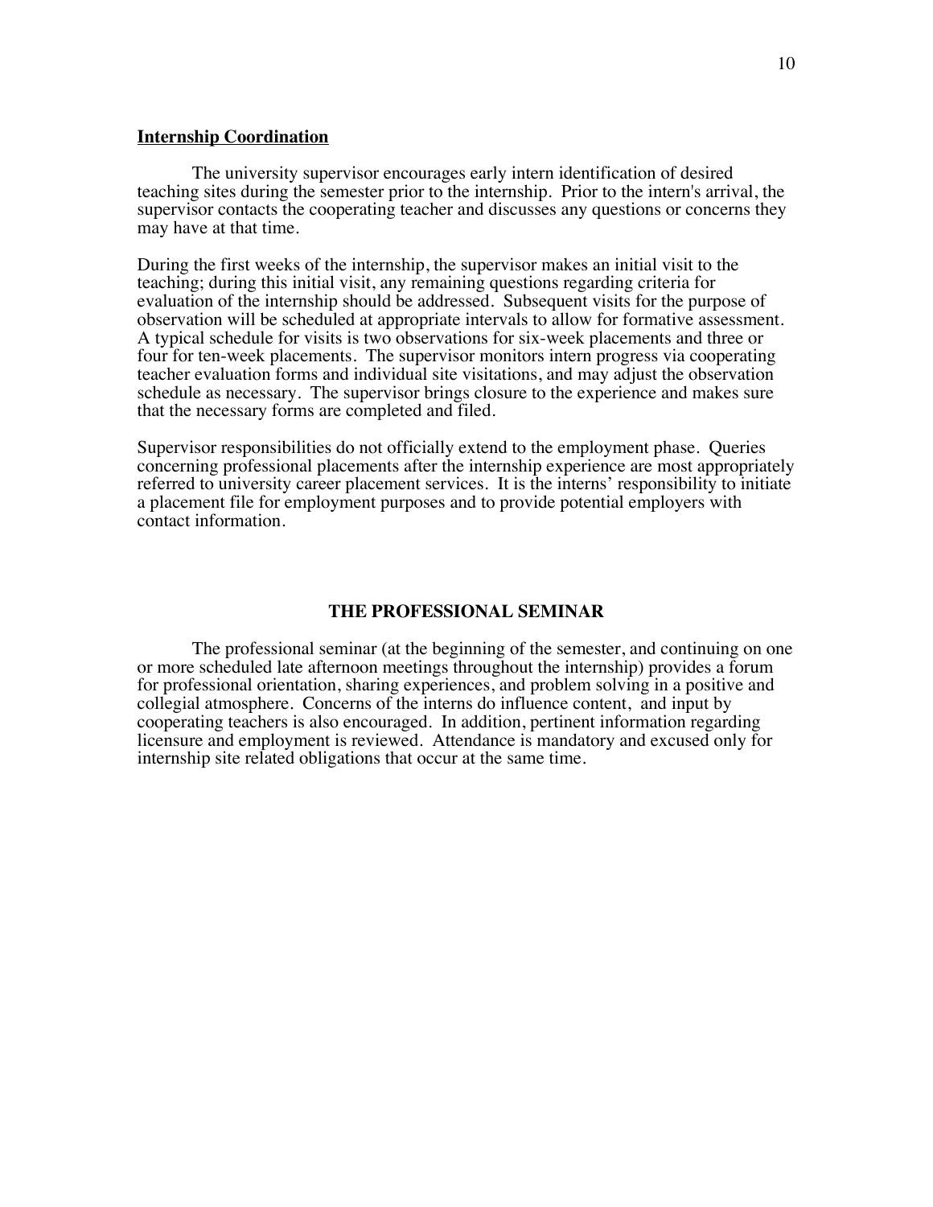## Internship Coordination

The university supervisor encourages early intern identification of desired teaching sites during the semester prior to the internship. Prior to the intern's arrival, the supervisor contacts the cooperating teacher and discusses any questions or concerns they may have at that time.

During the first weeks of the internship, the supervisor makes an initial visit to the teaching; during this initial visit, any remaining questions regarding criteria for evaluation of the internship should be addressed. Subsequent visits for the purpose of observation will be scheduled at appropriate intervals to allow for formative assessment. A typical schedule for visits is two observations for six-week placements and three or four for ten-week placements. The supervisor monitors intern progress via cooperating teacher evaluation forms and individual site visitations, and may adjust the observation schedule as necessary. The supervisor brings closure to the experience and makes sure that the necessary forms are completed and filed.

Supervisor responsibilities do not officially extend to the employment phase. Queries concerning professional placements after the internship experience are most appropriately referred to university career placement services. It is the interns' responsibility to initiate a placement file for employment purposes and to provide potential employers with contact information.

# THE PROFESSIONAL SEMINAR

The professional seminar (at the beginning of the semester, and continuing on one or more scheduled late afternoon meetings throughout the internship) provides a forum for professional orientation, sharing experiences, and problem solving in a positive and collegial atmosphere. Concerns of the interns do influence content, and input by cooperating teachers is also encouraged. In addition, pertinent information regarding licensure and employment is reviewed. Attendance is mandatory and excused only for internship site related obligations that occur at the same time.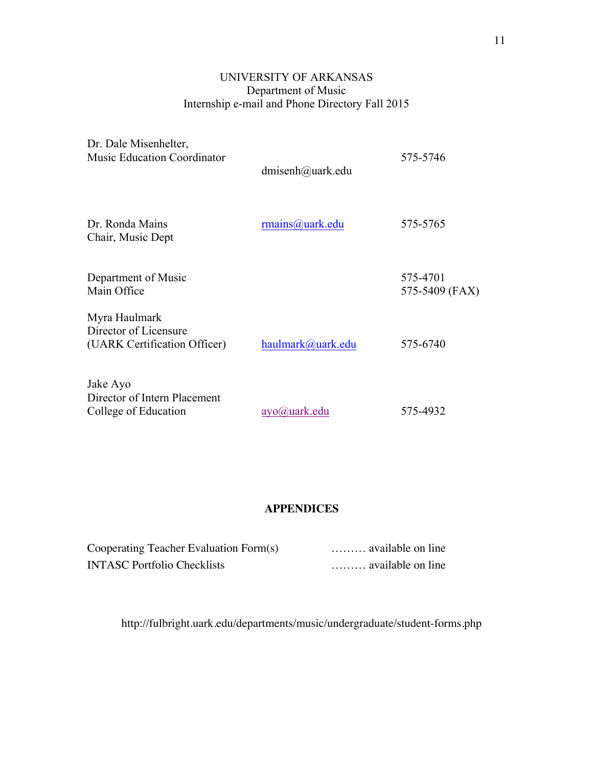UNIVERSITY OF ARKANSAS
Department of Music
Internship e-mail and Phone Directory Fall 2015

| | | |
|---|---|---|
| Dr. Dale Misenhelter, Music Education Coordinator | dmisenh@uark.edu | 575-5746 |
| Dr. Ronda Mains Chair, Music Dept | rmains@uark.edu | 575-5765 |
| Department of Music Main Office | | 575-4701 575-5409 (FAX) |
| Myra Haulmark Director of Licensure (UARK Certification Officer) | haulmark@uark.edu | 575-6740 |
| Jake Ayo Director of Intern Placement College of Education | ayo@uark.edu | 575-4932 |

## APPENDICES

Cooperating Teacher Evaluation Form(s) ……… available on line
INTASC Portfolio Checklists ……… available on line

http://fulbright.uark.edu/departments/music/undergraduate/student-forms.php